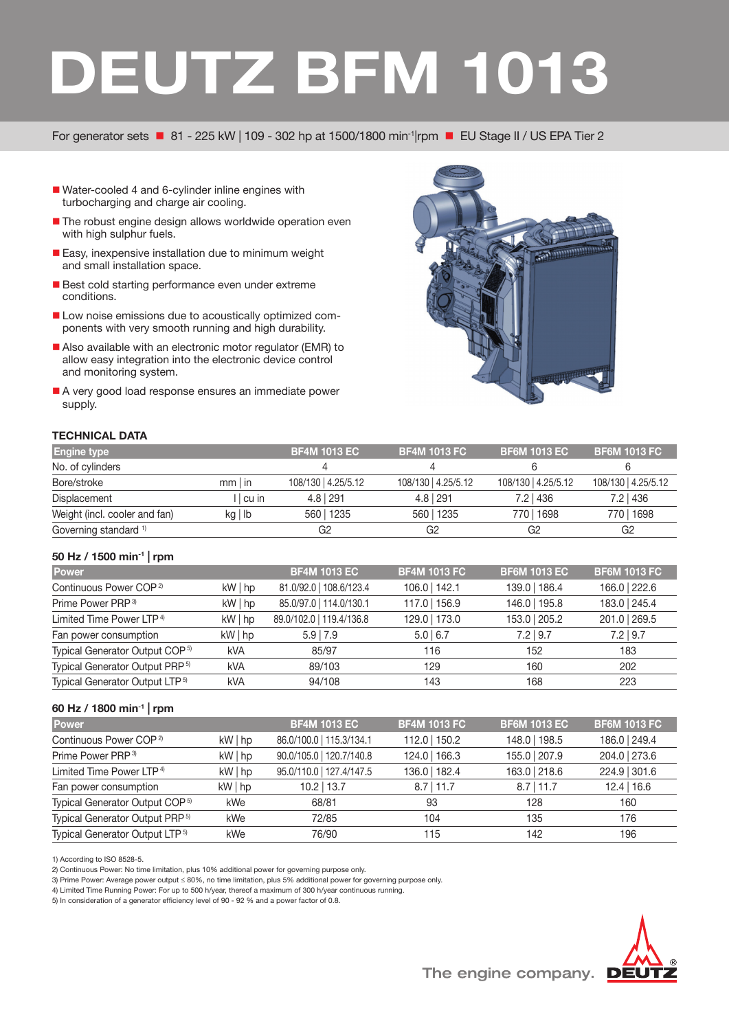# DEUTZ BFM 1013

For generator sets ■ 81 - 225 kW | 109 - 302 hp at 1500/1800 $min^{-1}$|rpm ■ EU Stage II / US EPA Tier 2

- Water-cooled 4 and 6-cylinder inline engines with turbocharging and charge air cooling.
- The robust engine design allows worldwide operation even with high sulphur fuels.
- Easy, inexpensive installation due to minimum weight and small installation space.
- Best cold starting performance even under extreme conditions.
- Low noise emissions due to acoustically optimized components with very smooth running and high durability.
- Also available with an electronic motor regulator (EMR) to allow easy integration into the electronic device control and monitoring system.
- A very good load response ensures an immediate power supply.

## TECHNICAL DATA

| Engine type | | BF4M 1013 EC | BF4M 1013 FC | BF6M 1013 EC | BF6M 1013 FC |
|---|---|---|---|---|---|
| No. of cylinders | | 4 | 4 | 6 | 6 |
| Bore/stroke | mm \| in | 108/130 \| 4.25/5.12 | 108/130 \| 4.25/5.12 | 108/130 \| 4.25/5.12 | 108/130 \| 4.25/5.12 |
| Displacement | l \| cu in | 4.8 \| 291 | 4.8 \| 291 | 7.2 \| 436 | 7.2 \| 436 |
| Weight (incl. cooler and fan) | kg \| lb | 560 \| 1235 | 560 \| 1235 | 770 \| 1698 | 770 \| 1698 |
| Governing standard [1] | | G2 | G2 | G2 | G2 |

### 50 Hz / 1500 $min^{-1}$ | rpm

| Power | | BF4M 1013 EC | BF4M 1013 FC | BF6M 1013 EC | BF6M 1013 FC |
|---|---|---|---|---|---|
| Continuous Power COP [2] | kW \| hp | 81.0/92.0 \| 108.6/123.4 | 106.0 \| 142.1 | 139.0 \| 186.4 | 166.0 \| 222.6 |
| Prime Power PRP [3] | kW \| hp | 85.0/97.0 \| 114.0/130.1 | 117.0 \| 156.9 | 146.0 \| 195.8 | 183.0 \| 245.4 |
| Limited Time Power LTP [4] | kW \| hp | 89.0/102.0 \| 119.4/136.8 | 129.0 \| 173.0 | 153.0 \| 205.2 | 201.0 \| 269.5 |
| Fan power consumption | kW \| hp | 5.9 \| 7.9 | 5.0 \| 6.7 | 7.2 \| 9.7 | 7.2 \| 9.7 |
| Typical Generator Output COP [5] | kVA | 85/97 | 116 | 152 | 183 |
| Typical Generator Output PRP [5] | kVA | 89/103 | 129 | 160 | 202 |
| Typical Generator Output LTP [5] | kVA | 94/108 | 143 | 168 | 223 |

### 60 Hz / 1800 $min^{-1}$ | rpm

| Power | | BF4M 1013 EC | BF4M 1013 FC | BF6M 1013 EC | BF6M 1013 FC |
|---|---|---|---|---|---|
| Continuous Power COP [2] | kW \| hp | 86.0/100.0 \| 115.3/134.1 | 112.0 \| 150.2 | 148.0 \| 198.5 | 186.0 \| 249.4 |
| Prime Power PRP [3] | kW \| hp | 90.0/105.0 \| 120.7/140.8 | 124.0 \| 166.3 | 155.0 \| 207.9 | 204.0 \| 273.6 |
| Limited Time Power LTP [4] | kW \| hp | 95.0/110.0 \| 127.4/147.5 | 136.0 \| 182.4 | 163.0 \| 218.6 | 224.9 \| 301.6 |
| Fan power consumption | kW \| hp | 10.2 \| 13.7 | 8.7 \| 11.7 | 8.7 \| 11.7 | 12.4 \| 16.6 |
| Typical Generator Output COP [5] | kWe | 68/81 | 93 | 128 | 160 |
| Typical Generator Output PRP [5] | kWe | 72/85 | 104 | 135 | 176 |
| Typical Generator Output LTP [5] | kWe | 76/90 | 115 | 142 | 196 |

1) According to ISO 8528-5.
2) Continuous Power: No time limitation, plus 10% additional power for governing purpose only.
3) Prime Power: Average power output ≤ 80%, no time limitation, plus 5% additional power for governing purpose only.
4) Limited Time Running Power: For up to 500 h/year, thereof a maximum of 300 h/year continuous running.
5) In consideration of a generator efficiency level of 90 - 92 % and a power factor of 0.8.

The engine company. DEUTZ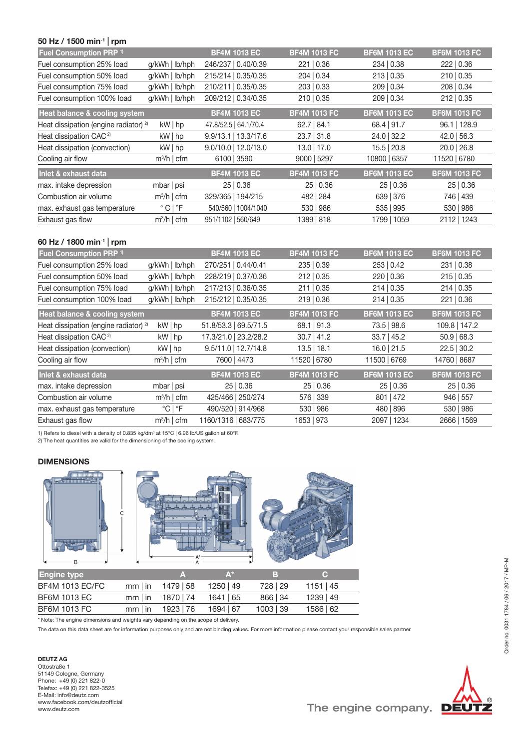## 50 Hz / 1500 min⁻¹ | rpm

| Fuel Consumption PRP [1] | | BF4M 1013 EC | BF4M 1013 FC | BF6M 1013 EC | BF6M 1013 FC |
|---|---|---|---|---|---|
| Fuel consumption 25% load | g/kWh \| lb/hph | 246/237 \| 0.40/0.39 | 221 \| 0.36 | 234 \| 0.38 | 222 \| 0.36 |
| Fuel consumption 50% load | g/kWh \| lb/hph | 215/214 \| 0.35/0.35 | 204 \| 0.34 | 213 \| 0.35 | 210 \| 0.35 |
| Fuel consumption 75% load | g/kWh \| lb/hph | 210/211 \| 0.35/0.35 | 203 \| 0.33 | 209 \| 0.34 | 208 \| 0.34 |
| Fuel consumption 100% load | g/kWh \| lb/hph | 209/212 \| 0.34/0.35 | 210 \| 0.35 | 209 \| 0.34 | 212 \| 0.35 |
| **Heat balance & cooling system** | | **BF4M 1013 EC** | **BF4M 1013 FC** | **BF6M 1013 EC** | **BF6M 1013 FC** |
| Heat dissipation (engine radiator) [2] | kW \| hp | 47.8/52.5 \| 64.1/70.4 | 62.7 \| 84.1 | 68.4 \| 91.7 | 96.1 \| 128.9 |
| Heat dissipation CAC [2] | kW \| hp | 9.9/13.1 \| 13.3/17.6 | 23.7 \| 31.8 | 24.0 \| 32.2 | 42.0 \| 56.3 |
| Heat dissipation (convection) | kW \| hp | 9.0/10.0 \| 12.0/13.0 | 13.0 \| 17.0 | 15.5 \| 20.8 | 20.0 \| 26.8 |
| Cooling air flow | m³/h \| cfm | 6100 \| 3590 | 9000 \| 5297 | 10800 \| 6357 | 11520 \| 6780 |
| **Inlet & exhaust data** | | **BF4M 1013 EC** | **BF4M 1013 FC** | **BF6M 1013 EC** | **BF6M 1013 FC** |
| max. intake depression | mbar \| psi | 25 \| 0.36 | 25 \| 0.36 | 25 \| 0.36 | 25 \| 0.36 |
| Combustion air volume | m³/h \| cfm | 329/365 \| 194/215 | 482 \| 284 | 639 \| 376 | 746 \| 439 |
| max. exhaust gas temperature | ° C \| °F | 540/560 \| 1004/1040 | 530 \| 986 | 535 \| 995 | 530 \| 986 |
| Exhaust gas flow | m³/h \| cfm | 951/1102 \| 560/649 | 1389 \| 818 | 1799 \| 1059 | 2112 \| 1243 |

## 60 Hz / 1800 min⁻¹ | rpm

| Fuel Consumption PRP [1] | | BF4M 1013 EC | BF4M 1013 FC | BF6M 1013 EC | BF6M 1013 FC |
|---|---|---|---|---|---|
| Fuel consumption 25% load | g/kWh \| lb/hph | 270/251 \| 0.44/0.41 | 235 \| 0.39 | 253 \| 0.42 | 231 \| 0.38 |
| Fuel consumption 50% load | g/kWh \| lb/hph | 228/219 \| 0.37/0.36 | 212 \| 0.35 | 220 \| 0.36 | 215 \| 0.35 |
| Fuel consumption 75% load | g/kWh \| lb/hph | 217/213 \| 0.36/0.35 | 211 \| 0.35 | 214 \| 0.35 | 214 \| 0.35 |
| Fuel consumption 100% load | g/kWh \| lb/hph | 215/212 \| 0.35/0.35 | 219 \| 0.36 | 214 \| 0.35 | 221 \| 0.36 |
| **Heat balance & cooling system** | | **BF4M 1013 EC** | **BF4M 1013 FC** | **BF6M 1013 EC** | **BF6M 1013 FC** |
| Heat dissipation (engine radiator) [2] | kW \| hp | 51.8/53.3 \| 69.5/71.5 | 68.1 \| 91.3 | 73.5 \| 98.6 | 109.8 \| 147.2 |
| Heat dissipation CAC [2] | kW \| hp | 17.3/21.0 \| 23.2/28.2 | 30.7 \| 41.2 | 33.7 \| 45.2 | 50.9 \| 68.3 |
| Heat dissipation (convection) | kW \| hp | 9.5/11.0 \| 12.7/14.8 | 13.5 \| 18.1 | 16.0 \| 21.5 | 22.5 \| 30.2 |
| Cooling air flow | m³/h \| cfm | 7600 \| 4473 | 11520 \| 6780 | 11500 \| 6769 | 14760 \| 8687 |
| **Inlet & exhaust data** | | **BF4M 1013 EC** | **BF4M 1013 FC** | **BF6M 1013 EC** | **BF6M 1013 FC** |
| max. intake depression | mbar \| psi | 25 \| 0.36 | 25 \| 0.36 | 25 \| 0.36 | 25 \| 0.36 |
| Combustion air volume | m³/h \| cfm | 425/466 \| 250/274 | 576 \| 339 | 801 \| 472 | 946 \| 557 |
| max. exhaust gas temperature | °C \| °F | 490/520 \| 914/968 | 530 \| 986 | 480 \| 896 | 530 \| 986 |
| Exhaust gas flow | m³/h \| cfm | 1160/1316 \| 683/775 | 1653 \| 973 | 2097 \| 1234 | 2666 \| 1569 |

1) Refers to diesel with a density of 0.835 kg/dm³ at 15°C | 6.96 lb/US gallon at 60°F.
2) The heat quantities are valid for the dimensioning of the cooling system.

## DIMENSIONS

B
C
A*
A

| Engine type | | A | A* | B | C |
|---|---|---|---|---|---|
| BF4M 1013 EC/FC | mm \| in | 1479 \| 58 | 1250 \| 49 | 728 \| 29 | 1151 \| 45 |
| BF6M 1013 EC | mm \| in | 1870 \| 74 | 1641 \| 65 | 866 \| 34 | 1239 \| 49 |
| BF6M 1013 FC | mm \| in | 1923 \| 76 | 1694 \| 67 | 1003 \| 39 | 1586 \| 62 |

\* Note: The engine dimensions and weights vary depending on the scope of delivery.

The data on this data sheet are for information purposes only and are not binding values. For more information please contact your responsible sales partner.

**DEUTZ AG**
Ottostraße 1
51149 Cologne, Germany
Phone: +49 (0) 221 822-0
Telefax: +49 (0) 221 822-3525
E-Mail: info@deutz.com
www.facebook.com/deutzofficial
www.deutz.com

The engine company. DEUTZ

Order no. 0031 1784 / 06 / 2017 / MP-M